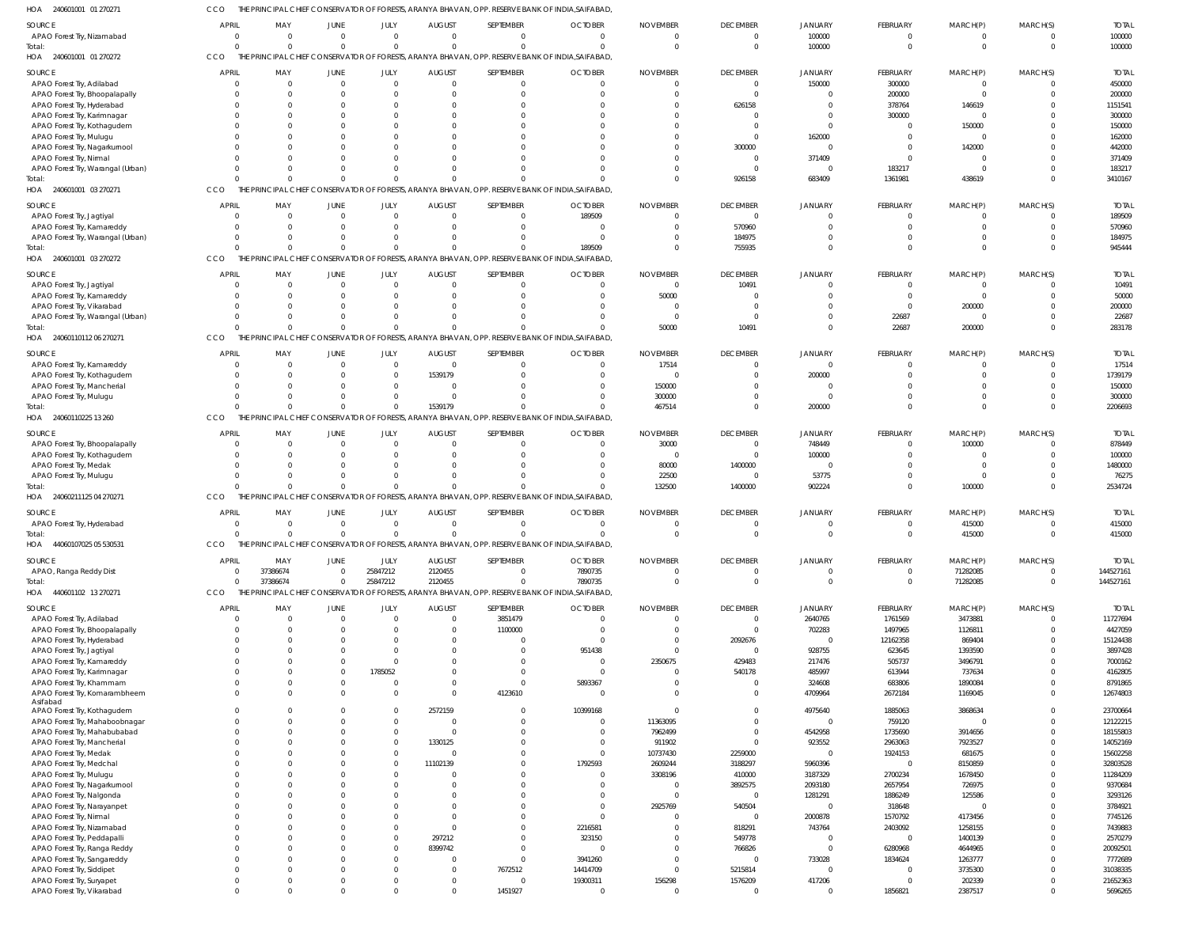HOA 240601001 01 270271 CCO THE PRINCIPAL CHIEF CONSERVATOR OF FORESTS, ARANYA BHAVAN, OPP. RESERVE BANK OF INDIA, SAIFABAD,

| SOURCE | APRIL | MAY | JUNE | JULY | AUGUST | SEPTEMBER | OCTOBER | NOVEMBER | DECEMBER | JANUARY | FEBRUARY | MARCH(P) | MARCH(S) | TOTAL |
|---|---|---|---|---|---|---|---|---|---|---|---|---|---|---|
| APAO Forest Try, Nizamabad | 0 | 0 | 0 | 0 | 0 | 0 | 0 | 0 | 0 | 100000 | 0 | 0 | 0 | 100000 |
| Total: | 0 | 0 | 0 | 0 | 0 | 0 | 0 | 0 | 0 | 100000 | 0 | 0 | 0 | 100000 |

HOA 240601001 01 270272 CCO THE PRINCIPAL CHIEF CONSERVATOR OF FORESTS, ARANYA BHAVAN, OPP. RESERVE BANK OF INDIA, SAIFABAD,

| SOURCE | APRIL | MAY | JUNE | JULY | AUGUST | SEPTEMBER | OCTOBER | NOVEMBER | DECEMBER | JANUARY | FEBRUARY | MARCH(P) | MARCH(S) | TOTAL |
|---|---|---|---|---|---|---|---|---|---|---|---|---|---|---|
| APAO Forest Try, Adilabad | 0 | 0 | 0 | 0 | 0 | 0 | 0 | 0 | 0 | 150000 | 300000 | 0 | 0 | 450000 |
| APAO Forest Try, Bhoopalapally | 0 | 0 | 0 | 0 | 0 | 0 | 0 | 0 | 0 | 0 | 200000 | 0 | 0 | 200000 |
| APAO Forest Try, Hyderabad | 0 | 0 | 0 | 0 | 0 | 0 | 0 | 0 | 626158 | 0 | 378764 | 146619 | 0 | 1151541 |
| APAO Forest Try, Karimnagar | 0 | 0 | 0 | 0 | 0 | 0 | 0 | 0 | 0 | 0 | 300000 | 0 | 0 | 300000 |
| APAO Forest Try, Kothagudem | 0 | 0 | 0 | 0 | 0 | 0 | 0 | 0 | 0 | 0 | 0 | 150000 | 0 | 150000 |
| APAO Forest Try, Mulugu | 0 | 0 | 0 | 0 | 0 | 0 | 0 | 0 | 0 | 162000 | 0 | 0 | 0 | 162000 |
| APAO Forest Try, Nagarkurnool | 0 | 0 | 0 | 0 | 0 | 0 | 0 | 0 | 300000 | 0 | 0 | 142000 | 0 | 442000 |
| APAO Forest Try, Nirmal | 0 | 0 | 0 | 0 | 0 | 0 | 0 | 0 | 0 | 371409 | 0 | 0 | 0 | 371409 |
| APAO Forest Try, Warangal (Urban) | 0 | 0 | 0 | 0 | 0 | 0 | 0 | 0 | 0 | 0 | 183217 | 0 | 0 | 183217 |
| Total: | 0 | 0 | 0 | 0 | 0 | 0 | 0 | 0 | 926158 | 683409 | 1361981 | 438619 | 0 | 3410167 |

HOA 240601001 03 270271 CCO THE PRINCIPAL CHIEF CONSERVATOR OF FORESTS, ARANYA BHAVAN, OPP. RESERVE BANK OF INDIA, SAIFABAD,

| SOURCE | APRIL | MAY | JUNE | JULY | AUGUST | SEPTEMBER | OCTOBER | NOVEMBER | DECEMBER | JANUARY | FEBRUARY | MARCH(P) | MARCH(S) | TOTAL |
|---|---|---|---|---|---|---|---|---|---|---|---|---|---|---|
| APAO Forest Try, Jagtiyal | 0 | 0 | 0 | 0 | 0 | 0 | 189509 | 0 | 0 | 0 | 0 | 0 | 0 | 189509 |
| APAO Forest Try, Kamareddy | 0 | 0 | 0 | 0 | 0 | 0 | 0 | 0 | 570960 | 0 | 0 | 0 | 0 | 570960 |
| APAO Forest Try, Warangal (Urban) | 0 | 0 | 0 | 0 | 0 | 0 | 0 | 0 | 184975 | 0 | 0 | 0 | 0 | 184975 |
| Total: | 0 | 0 | 0 | 0 | 0 | 0 | 189509 | 0 | 755935 | 0 | 0 | 0 | 0 | 945444 |

HOA 240601001 03 270272 CCO THE PRINCIPAL CHIEF CONSERVATOR OF FORESTS, ARANYA BHAVAN, OPP. RESERVE BANK OF INDIA, SAIFABAD,

| SOURCE | APRIL | MAY | JUNE | JULY | AUGUST | SEPTEMBER | OCTOBER | NOVEMBER | DECEMBER | JANUARY | FEBRUARY | MARCH(P) | MARCH(S) | TOTAL |
|---|---|---|---|---|---|---|---|---|---|---|---|---|---|---|
| APAO Forest Try, Jagtiyal | 0 | 0 | 0 | 0 | 0 | 0 | 0 | 0 | 10491 | 0 | 0 | 0 | 0 | 10491 |
| APAO Forest Try, Kamareddy | 0 | 0 | 0 | 0 | 0 | 0 | 0 | 50000 | 0 | 0 | 0 | 0 | 0 | 50000 |
| APAO Forest Try, Vikarabad | 0 | 0 | 0 | 0 | 0 | 0 | 0 | 0 | 0 | 0 | 0 | 200000 | 0 | 200000 |
| APAO Forest Try, Warangal (Urban) | 0 | 0 | 0 | 0 | 0 | 0 | 0 | 0 | 0 | 0 | 22687 | 0 | 0 | 22687 |
| Total: | 0 | 0 | 0 | 0 | 0 | 0 | 0 | 50000 | 10491 | 0 | 22687 | 200000 | 0 | 283178 |

HOA 24060110112 06 270271 CCO THE PRINCIPAL CHIEF CONSERVATOR OF FORESTS, ARANYA BHAVAN, OPP. RESERVE BANK OF INDIA, SAIFABAD,

| SOURCE | APRIL | MAY | JUNE | JULY | AUGUST | SEPTEMBER | OCTOBER | NOVEMBER | DECEMBER | JANUARY | FEBRUARY | MARCH(P) | MARCH(S) | TOTAL |
|---|---|---|---|---|---|---|---|---|---|---|---|---|---|---|
| APAO Forest Try, Kamareddy | 0 | 0 | 0 | 0 | 0 | 0 | 0 | 17514 | 0 | 0 | 0 | 0 | 0 | 17514 |
| APAO Forest Try, Kothagudem | 0 | 0 | 0 | 0 | 1539179 | 0 | 0 | 0 | 0 | 200000 | 0 | 0 | 0 | 1739179 |
| APAO Forest Try, Mancherial | 0 | 0 | 0 | 0 | 0 | 0 | 0 | 150000 | 0 | 0 | 0 | 0 | 0 | 150000 |
| APAO Forest Try, Mulugu | 0 | 0 | 0 | 0 | 0 | 0 | 0 | 300000 | 0 | 0 | 0 | 0 | 0 | 300000 |
| Total: | 0 | 0 | 0 | 0 | 1539179 | 0 | 0 | 467514 | 0 | 200000 | 0 | 0 | 0 | 2206693 |

HOA 24060110225 13 260 CCO THE PRINCIPAL CHIEF CONSERVATOR OF FORESTS, ARANYA BHAVAN, OPP. RESERVE BANK OF INDIA, SAIFABAD,

| SOURCE | APRIL | MAY | JUNE | JULY | AUGUST | SEPTEMBER | OCTOBER | NOVEMBER | DECEMBER | JANUARY | FEBRUARY | MARCH(P) | MARCH(S) | TOTAL |
|---|---|---|---|---|---|---|---|---|---|---|---|---|---|---|
| APAO Forest Try, Bhoopalapally | 0 | 0 | 0 | 0 | 0 | 0 | 0 | 30000 | 0 | 748449 | 0 | 100000 | 0 | 878449 |
| APAO Forest Try, Kothagudem | 0 | 0 | 0 | 0 | 0 | 0 | 0 | 0 | 0 | 100000 | 0 | 0 | 0 | 100000 |
| APAO Forest Try, Medak | 0 | 0 | 0 | 0 | 0 | 0 | 0 | 80000 | 1400000 | 0 | 0 | 0 | 0 | 1480000 |
| APAO Forest Try, Mulugu | 0 | 0 | 0 | 0 | 0 | 0 | 0 | 22500 | 0 | 53775 | 0 | 0 | 0 | 76275 |
| Total: | 0 | 0 | 0 | 0 | 0 | 0 | 0 | 132500 | 1400000 | 902224 | 0 | 100000 | 0 | 2534724 |

HOA 24060211125 04 270271 CCO THE PRINCIPAL CHIEF CONSERVATOR OF FORESTS, ARANYA BHAVAN, OPP. RESERVE BANK OF INDIA, SAIFABAD,

| SOURCE | APRIL | MAY | JUNE | JULY | AUGUST | SEPTEMBER | OCTOBER | NOVEMBER | DECEMBER | JANUARY | FEBRUARY | MARCH(P) | MARCH(S) | TOTAL |
|---|---|---|---|---|---|---|---|---|---|---|---|---|---|---|
| APAO Forest Try, Hyderabad | 0 | 0 | 0 | 0 | 0 | 0 | 0 | 0 | 0 | 0 | 0 | 415000 | 0 | 415000 |
| Total: | 0 | 0 | 0 | 0 | 0 | 0 | 0 | 0 | 0 | 0 | 0 | 415000 | 0 | 415000 |

HOA 44060107025 05 530531 CCO THE PRINCIPAL CHIEF CONSERVATOR OF FORESTS, ARANYA BHAVAN, OPP. RESERVE BANK OF INDIA, SAIFABAD,

| SOURCE | APRIL | MAY | JUNE | JULY | AUGUST | SEPTEMBER | OCTOBER | NOVEMBER | DECEMBER | JANUARY | FEBRUARY | MARCH(P) | MARCH(S) | TOTAL |
|---|---|---|---|---|---|---|---|---|---|---|---|---|---|---|
| APAO, Ranga Reddy Dist | 0 | 37386674 | 0 | 25847212 | 2120455 | 0 | 7890735 | 0 | 0 | 0 | 0 | 71282085 | 0 | 144527161 |
| Total: | 0 | 37386674 | 0 | 25847212 | 2120455 | 0 | 7890735 | 0 | 0 | 0 | 0 | 71282085 | 0 | 144527161 |

HOA 440601102 13 270271 CCO THE PRINCIPAL CHIEF CONSERVATOR OF FORESTS, ARANYA BHAVAN, OPP. RESERVE BANK OF INDIA, SAIFABAD,

| SOURCE | APRIL | MAY | JUNE | JULY | AUGUST | SEPTEMBER | OCTOBER | NOVEMBER | DECEMBER | JANUARY | FEBRUARY | MARCH(P) | MARCH(S) | TOTAL |
|---|---|---|---|---|---|---|---|---|---|---|---|---|---|---|
| APAO Forest Try, Adilabad | 0 | 0 | 0 | 0 | 0 | 3851479 | 0 | 0 | 0 | 2640765 | 1761569 | 3473881 | 0 | 11727694 |
| APAO Forest Try, Bhoopalapally | 0 | 0 | 0 | 0 | 0 | 1100000 | 0 | 0 | 0 | 702283 | 1497965 | 1126811 | 0 | 4427059 |
| APAO Forest Try, Hyderabad | 0 | 0 | 0 | 0 | 0 | 0 | 0 | 0 | 2092676 | 0 | 12162358 | 869404 | 0 | 15124438 |
| APAO Forest Try, Jagtiyal | 0 | 0 | 0 | 0 | 0 | 0 | 951438 | 0 | 0 | 928755 | 623645 | 1393590 | 0 | 3897428 |
| APAO Forest Try, Kamareddy | 0 | 0 | 0 | 0 | 0 | 0 | 0 | 2350675 | 429483 | 217476 | 505737 | 3496791 | 0 | 7000162 |
| APAO Forest Try, Karimnagar | 0 | 0 | 0 | 1785052 | 0 | 0 | 0 | 0 | 540178 | 485997 | 613944 | 737634 | 0 | 4162805 |
| APAO Forest Try, Khammam | 0 | 0 | 0 | 0 | 0 | 0 | 5893367 | 0 | 0 | 324608 | 683806 | 1890084 | 0 | 8791865 |
| APAO Forest Try, Komarambheem Asifabad | 0 | 0 | 0 | 0 | 0 | 4123610 | 0 | 0 | 0 | 4709964 | 2672184 | 1169045 | 0 | 12674803 |
| APAO Forest Try, Kothagudem | 0 | 0 | 0 | 0 | 2572159 | 0 | 10399168 | 0 | 0 | 4975640 | 1885063 | 3868634 | 0 | 23700664 |
| APAO Forest Try, Mahaboobnagar | 0 | 0 | 0 | 0 | 0 | 0 | 0 | 11363095 | 0 | 0 | 759120 | 0 | 0 | 12122215 |
| APAO Forest Try, Mahabubabad | 0 | 0 | 0 | 0 | 0 | 0 | 0 | 7962499 | 0 | 4542958 | 1735690 | 3914656 | 0 | 18155803 |
| APAO Forest Try, Mancherial | 0 | 0 | 0 | 0 | 1330125 | 0 | 0 | 911902 | 0 | 923552 | 2963063 | 7923527 | 0 | 14052169 |
| APAO Forest Try, Medak | 0 | 0 | 0 | 0 | 0 | 0 | 0 | 10737430 | 2259000 | 0 | 1924153 | 681675 | 0 | 15602258 |
| APAO Forest Try, Medchal | 0 | 0 | 0 | 0 | 11102139 | 0 | 1792593 | 2609244 | 3188297 | 5960396 | 0 | 8150859 | 0 | 32803528 |
| APAO Forest Try, Mulugu | 0 | 0 | 0 | 0 | 0 | 0 | 0 | 3308196 | 410000 | 3187329 | 2700234 | 1678450 | 0 | 11284209 |
| APAO Forest Try, Nagarkurnool | 0 | 0 | 0 | 0 | 0 | 0 | 0 | 0 | 3892575 | 2093180 | 2657954 | 726975 | 0 | 9370684 |
| APAO Forest Try, Nalgonda | 0 | 0 | 0 | 0 | 0 | 0 | 0 | 0 | 0 | 1281291 | 1886249 | 125586 | 0 | 3293126 |
| APAO Forest Try, Narayanpet | 0 | 0 | 0 | 0 | 0 | 0 | 0 | 2925769 | 540504 | 0 | 318648 | 0 | 0 | 3784921 |
| APAO Forest Try, Nirmal | 0 | 0 | 0 | 0 | 0 | 0 | 0 | 0 | 0 | 2000878 | 1570792 | 4173456 | 0 | 7745126 |
| APAO Forest Try, Nizamabad | 0 | 0 | 0 | 0 | 0 | 0 | 2216581 | 0 | 818291 | 743764 | 2403092 | 1258155 | 0 | 7439883 |
| APAO Forest Try, Peddapalli | 0 | 0 | 0 | 0 | 297212 | 0 | 323150 | 0 | 549778 | 0 | 0 | 1400139 | 0 | 2570279 |
| APAO Forest Try, Ranga Reddy | 0 | 0 | 0 | 0 | 8399742 | 0 | 0 | 0 | 766826 | 0 | 6280968 | 4644965 | 0 | 20092501 |
| APAO Forest Try, Sangareddy | 0 | 0 | 0 | 0 | 0 | 0 | 3941260 | 0 | 0 | 733028 | 1834624 | 1263777 | 0 | 7772689 |
| APAO Forest Try, Siddipet | 0 | 0 | 0 | 0 | 0 | 7672512 | 14414709 | 0 | 5215814 | 0 | 0 | 3735300 | 0 | 31038335 |
| APAO Forest Try, Suryapet | 0 | 0 | 0 | 0 | 0 | 0 | 19300311 | 156298 | 1576209 | 417206 | 0 | 202339 | 0 | 21652363 |
| APAO Forest Try, Vikarabad | 0 | 0 | 0 | 0 | 0 | 1451927 | 0 | 0 | 0 | 0 | 1856821 | 2387517 | 0 | 5696265 |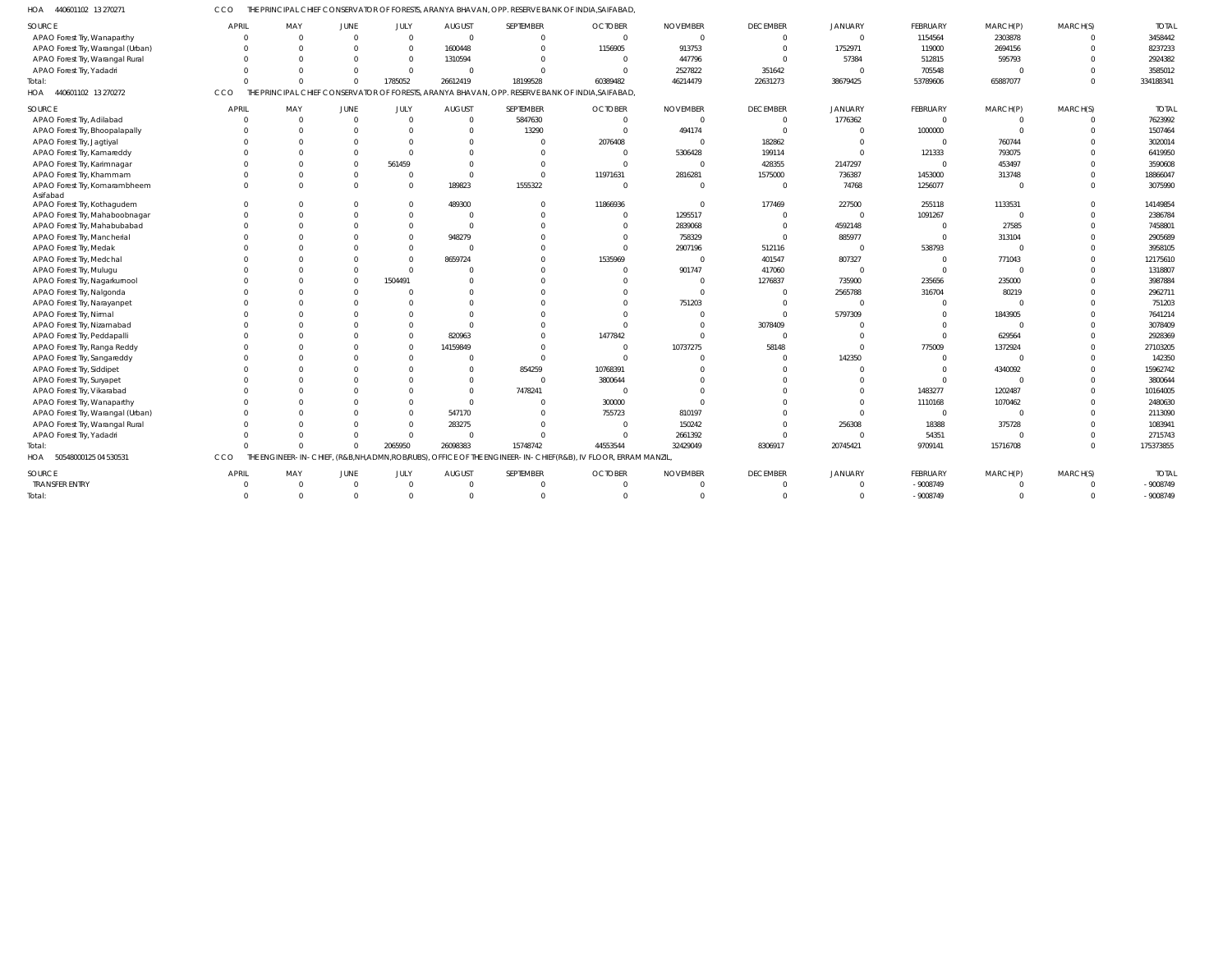HOA 440601102 13 270271 CCO THE PRINCIPAL CHIEF CONSERVATOR OF FORESTS, ARANYA BHAVAN, OPP. RESERVE BANK OF INDIA,SAIFABAD,

| SOURCE | APRIL | MAY | JUNE | JULY | AUGUST | SEPTEMBER | OCTOBER | NOVEMBER | DECEMBER | JANUARY | FEBRUARY | MARCH(P) | MARCH(S) | TOTAL |
|---|---|---|---|---|---|---|---|---|---|---|---|---|---|---|
| APAO Forest Try, Wanaparthy | 0 | 0 | 0 | 0 | 0 | 0 | 0 | 0 | 0 | 0 | 1154564 | 2303878 | 0 | 3458442 |
| APAO Forest Try, Warangal (Urban) | 0 | 0 | 0 | 0 | 1600448 | 0 | 1156905 | 913753 | 0 | 1752971 | 119000 | 2694156 | 0 | 8237233 |
| APAO Forest Try, Warangal Rural | 0 | 0 | 0 | 0 | 1310594 | 0 | 0 | 447796 | 0 | 57384 | 512815 | 595793 | 0 | 2924382 |
| APAO Forest Try, Yadadri | 0 | 0 | 0 | 0 | 0 | 0 | 0 | 2527822 | 351642 | 0 | 705548 | 0 | 0 | 3585012 |
| Total: | 0 | 0 | 0 | 1785052 | 26612419 | 18199528 | 60389482 | 46214479 | 22631273 | 38679425 | 53789606 | 65887077 | 0 | 334188341 |

HOA 440601102 13 270272 CCO THE PRINCIPAL CHIEF CONSERVATOR OF FORESTS, ARANYA BHAVAN, OPP. RESERVE BANK OF INDIA,SAIFABAD,

| SOURCE | APRIL | MAY | JUNE | JULY | AUGUST | SEPTEMBER | OCTOBER | NOVEMBER | DECEMBER | JANUARY | FEBRUARY | MARCH(P) | MARCH(S) | TOTAL |
|---|---|---|---|---|---|---|---|---|---|---|---|---|---|---|
| APAO Forest Try, Adilabad | 0 | 0 | 0 | 0 | 0 | 5847630 | 0 | 0 | 0 | 1776362 | 0 | 0 | 0 | 7623992 |
| APAO Forest Try, Bhoopalapally | 0 | 0 | 0 | 0 | 0 | 13290 | 0 | 494174 | 0 | 0 | 1000000 | 0 | 0 | 1507464 |
| APAO Forest Try, Jagtiyal | 0 | 0 | 0 | 0 | 0 | 0 | 2076408 | 0 | 182862 | 0 | 0 | 760744 | 0 | 3020014 |
| APAO Forest Try, Kamareddy | 0 | 0 | 0 | 0 | 0 | 0 | 0 | 5306428 | 199114 | 0 | 121333 | 793075 | 0 | 6419950 |
| APAO Forest Try, Karimnagar | 0 | 0 | 0 | 561459 | 0 | 0 | 0 | 0 | 428355 | 2147297 | 0 | 453497 | 0 | 3590608 |
| APAO Forest Try, Khammam | 0 | 0 | 0 | 0 | 0 | 0 | 11971631 | 2816281 | 1575000 | 736387 | 1453000 | 313748 | 0 | 18866047 |
| APAO Forest Try, Komarambheem Asifabad | 0 | 0 | 0 | 0 | 189823 | 1555322 | 0 | 0 | 0 | 74768 | 1256077 | 0 | 0 | 3075990 |
| APAO Forest Try, Kothagudem | 0 | 0 | 0 | 0 | 489300 | 0 | 11866936 | 0 | 177469 | 227500 | 255118 | 1133531 | 0 | 14149854 |
| APAO Forest Try, Mahaboobnagar | 0 | 0 | 0 | 0 | 0 | 0 | 0 | 1295517 | 0 | 0 | 1091267 | 0 | 0 | 2386784 |
| APAO Forest Try, Mahabubabad | 0 | 0 | 0 | 0 | 0 | 0 | 0 | 2839068 | 0 | 4592148 | 0 | 27585 | 0 | 7458801 |
| APAO Forest Try, Mancherial | 0 | 0 | 0 | 0 | 948279 | 0 | 0 | 758329 | 0 | 885977 | 0 | 313104 | 0 | 2905689 |
| APAO Forest Try, Medak | 0 | 0 | 0 | 0 | 0 | 0 | 0 | 2907196 | 512116 | 0 | 538793 | 0 | 0 | 3958105 |
| APAO Forest Try, Medchal | 0 | 0 | 0 | 0 | 8659724 | 0 | 1535969 | 0 | 401547 | 807327 | 0 | 771043 | 0 | 12175610 |
| APAO Forest Try, Mulugu | 0 | 0 | 0 | 0 | 0 | 0 | 0 | 901747 | 417060 | 0 | 0 | 0 | 0 | 1318807 |
| APAO Forest Try, Nagarkurnool | 0 | 0 | 0 | 1504491 | 0 | 0 | 0 | 0 | 1276837 | 735900 | 235656 | 235000 | 0 | 3987884 |
| APAO Forest Try, Nalgonda | 0 | 0 | 0 | 0 | 0 | 0 | 0 | 0 | 0 | 2565788 | 316704 | 80219 | 0 | 2962711 |
| APAO Forest Try, Narayanpet | 0 | 0 | 0 | 0 | 0 | 0 | 0 | 751203 | 0 | 0 | 0 | 0 | 0 | 751203 |
| APAO Forest Try, Nirmal | 0 | 0 | 0 | 0 | 0 | 0 | 0 | 0 | 0 | 5797309 | 0 | 1843905 | 0 | 7641214 |
| APAO Forest Try, Nizamabad | 0 | 0 | 0 | 0 | 0 | 0 | 0 | 0 | 3078409 | 0 | 0 | 0 | 0 | 3078409 |
| APAO Forest Try, Peddapalli | 0 | 0 | 0 | 0 | 820963 | 0 | 1477842 | 0 | 0 | 0 | 0 | 629564 | 0 | 2928369 |
| APAO Forest Try, Ranga Reddy | 0 | 0 | 0 | 0 | 14159849 | 0 | 0 | 10737275 | 58148 | 0 | 775009 | 1372924 | 0 | 27103205 |
| APAO Forest Try, Sangareddy | 0 | 0 | 0 | 0 | 0 | 0 | 0 | 0 | 0 | 142350 | 0 | 0 | 0 | 142350 |
| APAO Forest Try, Siddipet | 0 | 0 | 0 | 0 | 0 | 854259 | 10768391 | 0 | 0 | 0 | 0 | 4340092 | 0 | 15962742 |
| APAO Forest Try, Suryapet | 0 | 0 | 0 | 0 | 0 | 0 | 3800644 | 0 | 0 | 0 | 0 | 0 | 0 | 3800644 |
| APAO Forest Try, Vikarabad | 0 | 0 | 0 | 0 | 0 | 7478241 | 0 | 0 | 0 | 0 | 1483277 | 1202487 | 0 | 10164005 |
| APAO Forest Try, Wanaparthy | 0 | 0 | 0 | 0 | 0 | 0 | 300000 | 0 | 0 | 0 | 1110168 | 1070462 | 0 | 2480630 |
| APAO Forest Try, Warangal (Urban) | 0 | 0 | 0 | 0 | 547170 | 0 | 755723 | 810197 | 0 | 0 | 0 | 0 | 0 | 2113090 |
| APAO Forest Try, Warangal Rural | 0 | 0 | 0 | 0 | 283275 | 0 | 0 | 150242 | 0 | 256308 | 18388 | 375728 | 0 | 1083941 |
| APAO Forest Try, Yadadri | 0 | 0 | 0 | 0 | 0 | 0 | 0 | 2661392 | 0 | 0 | 54351 | 0 | 0 | 2715743 |
| Total: | 0 | 0 | 0 | 2065950 | 26098383 | 15748742 | 44553544 | 32429049 | 8306917 | 20745421 | 9709141 | 15716708 | 0 | 175373855 |

HOA 50548000125 04 530531 CCO THE ENGINEER- IN- CHIEF, (R&B,NH,ADMN,ROB/RUBS), OFFICE OF THE ENGINEER- IN- CHIEF(R&B), IV FLOOR, ERRAM MANZIL,

| SOURCE | APRIL | MAY | JUNE | JULY | AUGUST | SEPTEMBER | OCTOBER | NOVEMBER | DECEMBER | JANUARY | FEBRUARY | MARCH(P) | MARCH(S) | TOTAL |
|---|---|---|---|---|---|---|---|---|---|---|---|---|---|---|
| TRANSFER ENTRY | 0 | 0 | 0 | 0 | 0 | 0 | 0 | 0 | 0 | 0 | -9008749 | 0 | 0 | -9008749 |
| Total: | 0 | 0 | 0 | 0 | 0 | 0 | 0 | 0 | 0 | 0 | -9008749 | 0 | 0 | -9008749 |